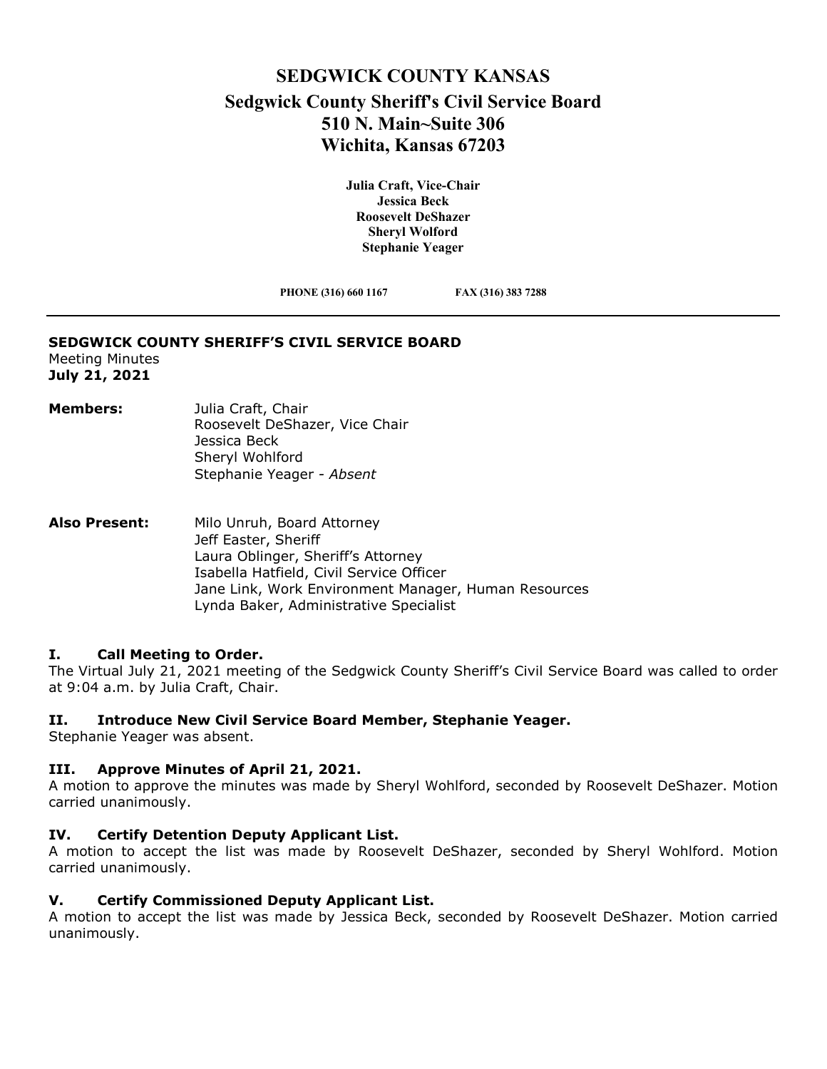# SEDGWICK COUNTY KANSAS

## Sedgwick County Sheriff's Civil Service Board

## 510 N. Main~Suite 306

## Wichita, Kansas 67203

**Julia Craft, Vice-Chair**
**Jessica Beck**
**Roosevelt DeShazer**
**Sheryl Wolford**
**Stephanie Yeager**

**PHONE (316) 660 1167** **FAX (316) 383 7288**

---

**SEDGWICK COUNTY SHERIFF'S CIVIL SERVICE BOARD**
Meeting Minutes
**July 21, 2021**

**Members:**
Julia Craft, Chair
Roosevelt DeShazer, Vice Chair
Jessica Beck
Sheryl Wohlford
Stephanie Yeager - *Absent*

**Also Present:**
Milo Unruh, Board Attorney
Jeff Easter, Sheriff
Laura Oblinger, Sheriff's Attorney
Isabella Hatfield, Civil Service Officer
Jane Link, Work Environment Manager, Human Resources
Lynda Baker, Administrative Specialist

### I. Call Meeting to Order.

The Virtual July 21, 2021 meeting of the Sedgwick County Sheriff's Civil Service Board was called to order at 9:04 a.m. by Julia Craft, Chair.

### II. Introduce New Civil Service Board Member, Stephanie Yeager.

Stephanie Yeager was absent.

### III. Approve Minutes of April 21, 2021.

A motion to approve the minutes was made by Sheryl Wohlford, seconded by Roosevelt DeShazer. Motion carried unanimously.

### IV. Certify Detention Deputy Applicant List.

A motion to accept the list was made by Roosevelt DeShazer, seconded by Sheryl Wohlford. Motion carried unanimously.

### V. Certify Commissioned Deputy Applicant List.

A motion to accept the list was made by Jessica Beck, seconded by Roosevelt DeShazer. Motion carried unanimously.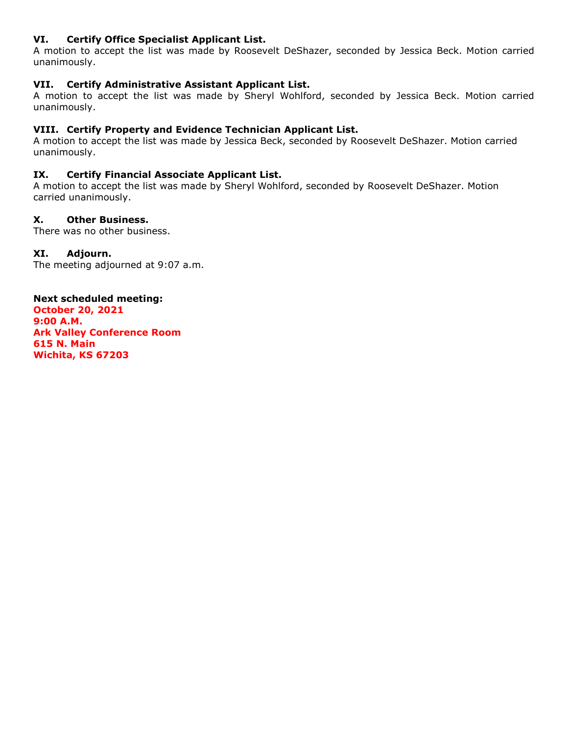**VI. Certify Office Specialist Applicant List.**
A motion to accept the list was made by Roosevelt DeShazer, seconded by Jessica Beck. Motion carried unanimously.

**VII. Certify Administrative Assistant Applicant List.**
A motion to accept the list was made by Sheryl Wohlford, seconded by Jessica Beck. Motion carried unanimously.

**VIII. Certify Property and Evidence Technician Applicant List.**
A motion to accept the list was made by Jessica Beck, seconded by Roosevelt DeShazer. Motion carried unanimously.

**IX. Certify Financial Associate Applicant List.**
A motion to accept the list was made by Sheryl Wohlford, seconded by Roosevelt DeShazer. Motion carried unanimously.

**X. Other Business.**
There was no other business.

**XI. Adjourn.**
The meeting adjourned at 9:07 a.m.

**Next scheduled meeting:**
**October 20, 2021**
**9:00 A.M.**
**Ark Valley Conference Room**
**615 N. Main**
**Wichita, KS 67203**